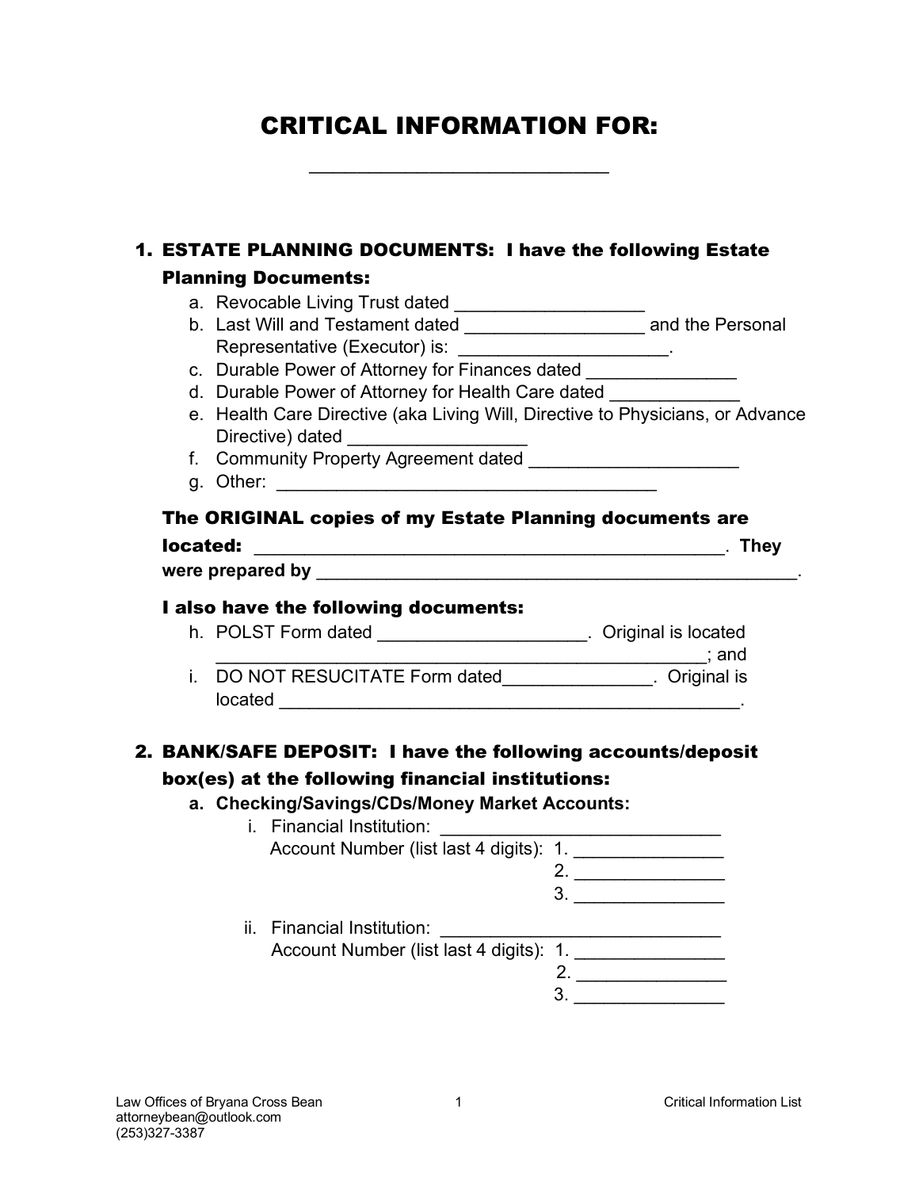# CRITICAL INFORMATION FOR:

_____________________________

1. **ESTATE PLANNING DOCUMENTS: I have the following Estate Planning Documents:**
   a. Revocable Living Trust dated ___________________
   b. Last Will and Testament dated __________________ and the Personal Representative (Executor) is: ____________________.
   c. Durable Power of Attorney for Finances dated _______________
   d. Durable Power of Attorney for Health Care dated _____________
   e. Health Care Directive (aka Living Will, Directive to Physicians, or Advance Directive) dated _________________
   f. Community Property Agreement dated ____________________
   g. Other: ______________________________________

   **The ORIGINAL copies of my Estate Planning documents are located:** ______________________________________________. **They were prepared by** _______________________________________________.

   **I also have the following documents:**
   h. POLST Form dated ____________________. Original is located ________________________________________________; and
   i. DO NOT RESUCITATE Form dated_______________. Original is located ______________________________________________.

2. **BANK/SAFE DEPOSIT: I have the following accounts/deposit box(es) at the following financial institutions:**
   a. **Checking/Savings/CDs/Money Market Accounts:**
      i. Financial Institution: ____________________________
         Account Number (list last 4 digits): 1. ______________
         2. ______________
         3. ______________
      ii. Financial Institution: ____________________________
         Account Number (list last 4 digits): 1. ______________
         2. ______________
         3. ______________

Law Offices of Bryana Cross Bean
attorneybean@outlook.com
(253)327-3387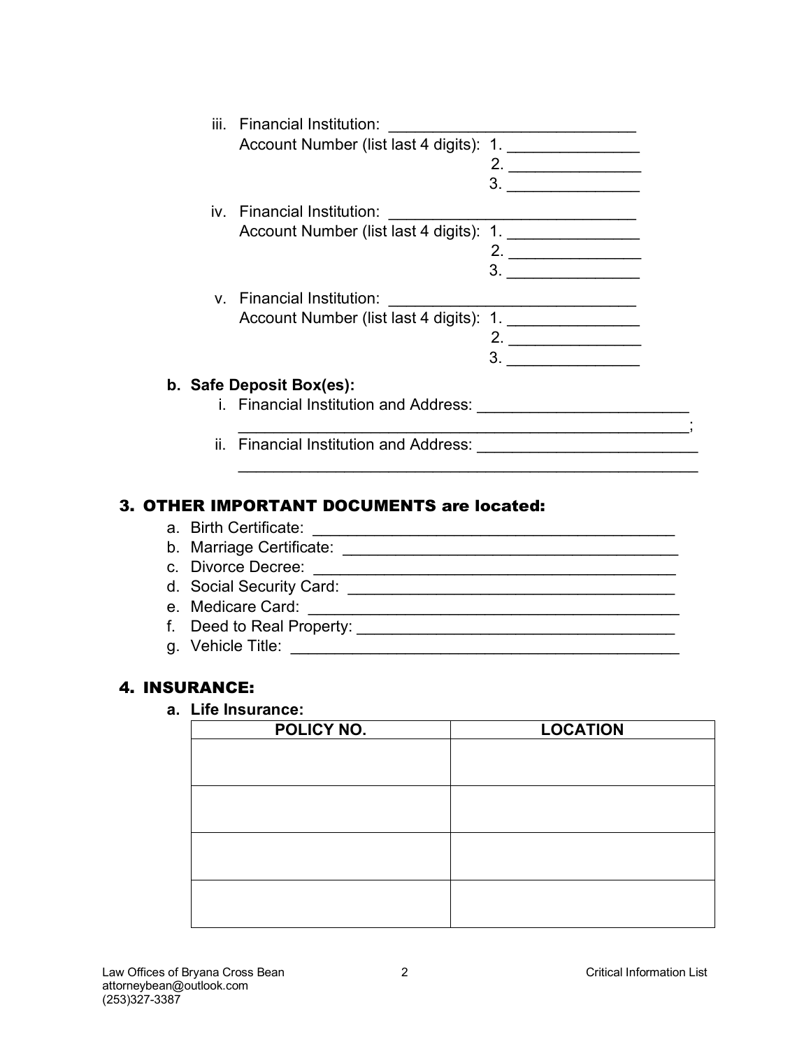iii. Financial Institution: ____________________________
Account Number (list last 4 digits): 1. _______________
2. _______________
3. _______________

iv. Financial Institution: ____________________________
Account Number (list last 4 digits): 1. _______________
2. _______________
3. _______________

v. Financial Institution: ____________________________
Account Number (list last 4 digits): 1. _______________
2. _______________
3. _______________

**b. Safe Deposit Box(es):**

i. Financial Institution and Address: ________________________
_____________________________________________________;

ii. Financial Institution and Address: _________________________
_____________________________________________________

## 3. OTHER IMPORTANT DOCUMENTS are located:

a. Birth Certificate: _________________________________________
b. Marriage Certificate: ______________________________________
c. Divorce Decree: ___________________________________________
d. Social Security Card: ______________________________________
e. Medicare Card: ____________________________________________
f. Deed to Real Property: _____________________________________
g. Vehicle Title: ______________________________________________

## 4. INSURANCE:

**a. Life Insurance:**

| POLICY NO. | LOCATION |
|---|---|
| | |
| | |
| | |
| | |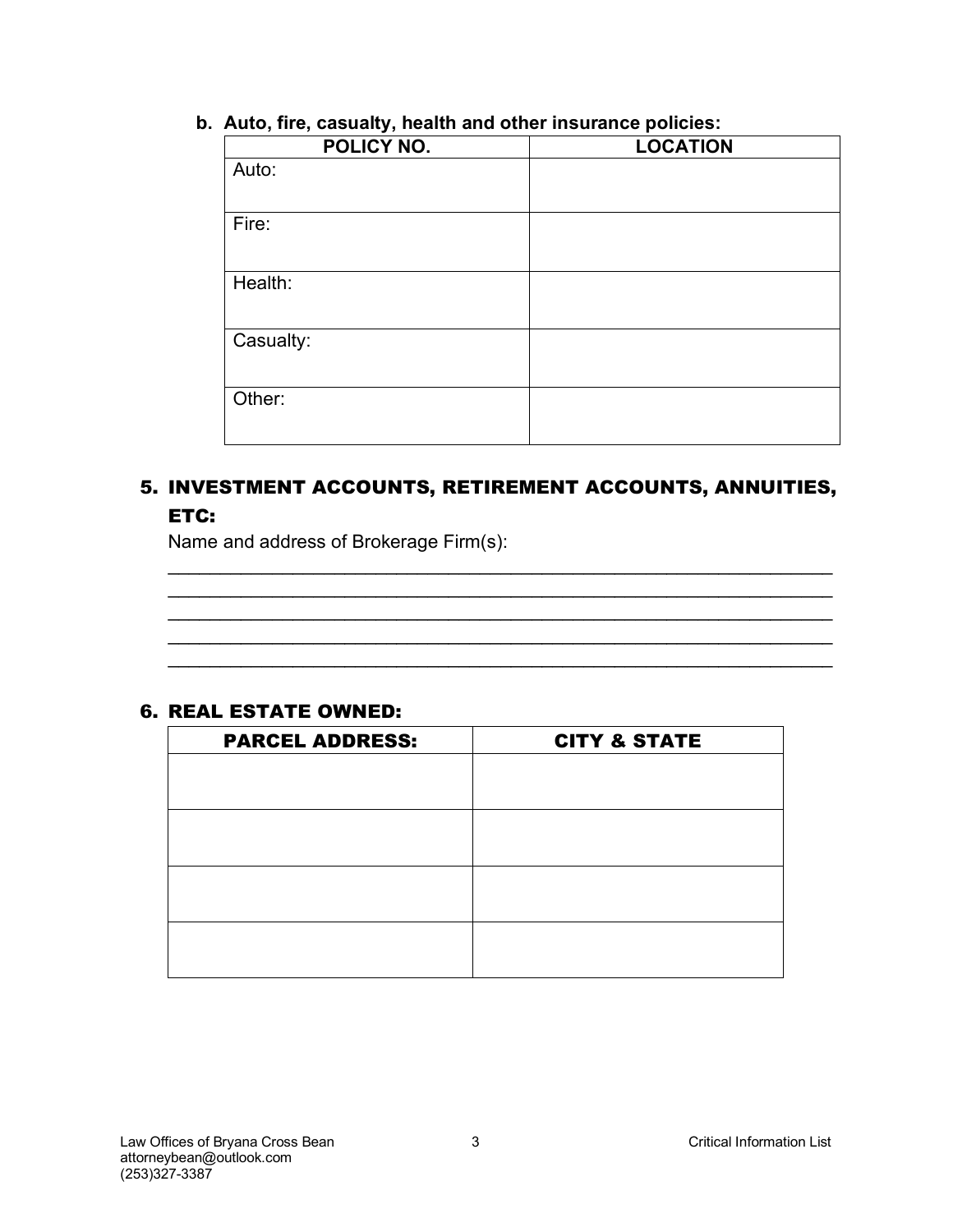**b. Auto, fire, casualty, health and other insurance policies:**

| POLICY NO. | LOCATION |
|---|---|
| Auto: | |
| Fire: | |
| Health: | |
| Casualty: | |
| Other: | |

## 5. INVESTMENT ACCOUNTS, RETIREMENT ACCOUNTS, ANNUITIES, ETC:

Name and address of Brokerage Firm(s):

_______________________________________________________________
_______________________________________________________________
_______________________________________________________________
_______________________________________________________________
_______________________________________________________________

## 6. REAL ESTATE OWNED:

| PARCEL ADDRESS: | CITY & STATE |
|---|---|
| | |
| | |
| | |
| | |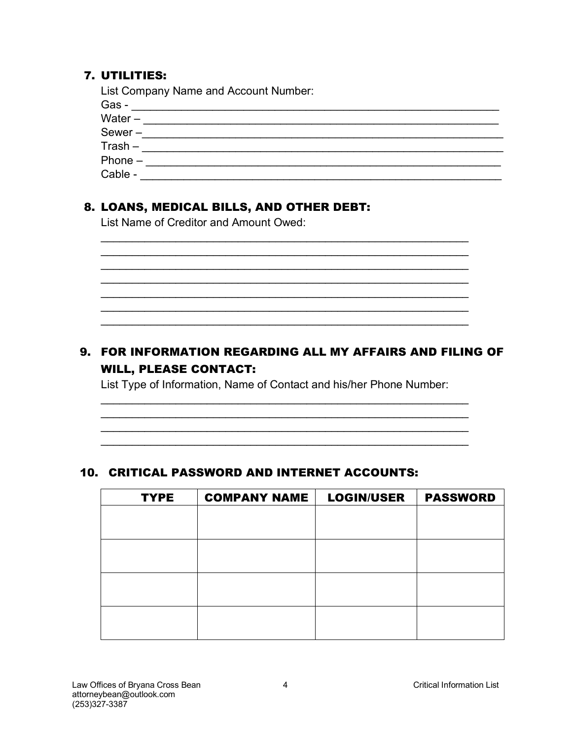## 7. UTILITIES:

List Company Name and Account Number:

Gas - ____________________________________________________________

Water – __________________________________________________________

Sewer –___________________________________________________________

Trash – ___________________________________________________________

Phone – __________________________________________________________

Cable - ___________________________________________________________

## 8. LOANS, MEDICAL BILLS, AND OTHER DEBT:

List Name of Creditor and Amount Owed:

___________________________________________________________

___________________________________________________________

___________________________________________________________

___________________________________________________________

___________________________________________________________

___________________________________________________________

___________________________________________________________

## 9. FOR INFORMATION REGARDING ALL MY AFFAIRS AND FILING OF WILL, PLEASE CONTACT:

List Type of Information, Name of Contact and his/her Phone Number:

___________________________________________________________

___________________________________________________________

___________________________________________________________

___________________________________________________________

## 10. CRITICAL PASSWORD AND INTERNET ACCOUNTS:

| TYPE | COMPANY NAME | LOGIN/USER | PASSWORD |
|---|---|---|---|
| | | | |
| | | | |
| | | | |
| | | | |